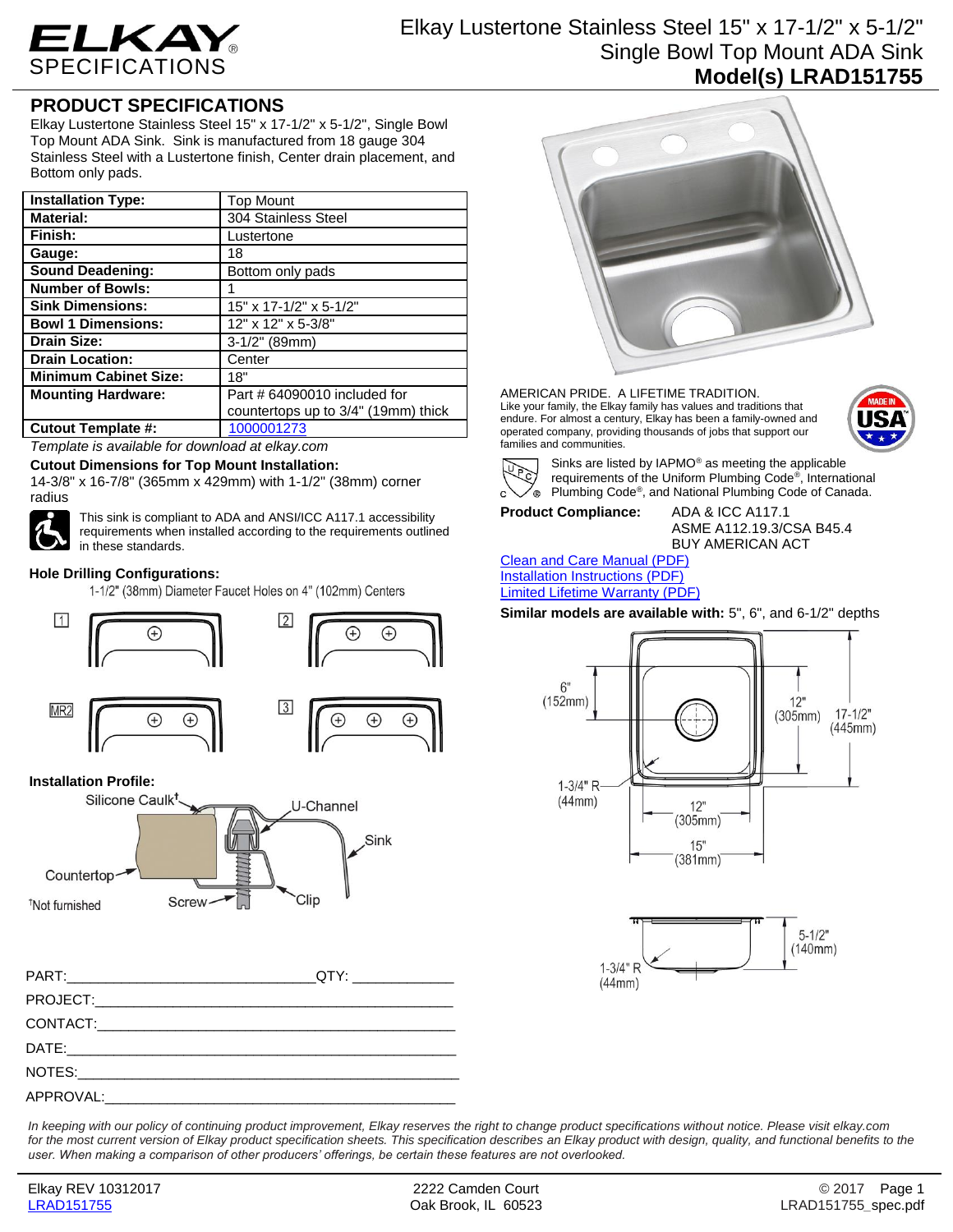# ELKAY SPECIFICATIONS

## Elkay Lustertone Stainless Steel 15" x 17-1/2" x 5-1/2" Single Bowl Top Mount ADA Sink

**Model(s) LRAD151755**

## PRODUCT SPECIFICATIONS

Elkay Lustertone Stainless Steel 15" x 17-1/2" x 5-1/2", Single Bowl Top Mount ADA Sink. Sink is manufactured from 18 gauge 304 Stainless Steel with a Lustertone finish, Center drain placement, and Bottom only pads.

| **Installation Type:** | Top Mount |
|---|---|
| **Material:** | 304 Stainless Steel |
| **Finish:** | Lustertone |
| **Gauge:** | 18 |
| **Sound Deadening:** | Bottom only pads |
| **Number of Bowls:** | 1 |
| **Sink Dimensions:** | 15" x 17-1/2" x 5-1/2" |
| **Bowl 1 Dimensions:** | 12" x 12" x 5-3/8" |
| **Drain Size:** | 3-1/2" (89mm) |
| **Drain Location:** | Center |
| **Minimum Cabinet Size:** | 18" |
| **Mounting Hardware:** | Part # 64090010 included for countertops up to 3/4" (19mm) thick |
| **Cutout Template #:** | 1000001273 |

*Template is available for download at elkay.com*

**Cutout Dimensions for Top Mount Installation:**
14-3/8" x 16-7/8" (365mm x 429mm) with 1-1/2" (38mm) corner radius

This sink is compliant to ADA and ANSI/ICC A117.1 accessibility requirements when installed according to the requirements outlined in these standards.

**Hole Drilling Configurations:**

1-1/2" (38mm) Diameter Faucet Holes on 4" (102mm) Centers

1, 2, MR2, 3

**Installation Profile:**

Silicone Caulk†, U-Channel, Sink, Countertop, Screw, Clip

†Not furnished

PART:_______________________________QTY: ____________

PROJECT:_______________________________________________

CONTACT:_______________________________________________

DATE:__________________________________________________

NOTES:_________________________________________________

APPROVAL:______________________________________________

AMERICAN PRIDE. A LIFETIME TRADITION.
Like your family, the Elkay family has values and traditions that endure. For almost a century, Elkay has been a family-owned and operated company, providing thousands of jobs that support our families and communities.

MADE IN USA

Sinks are listed by IAPMO® as meeting the applicable requirements of the Uniform Plumbing Code®, International Plumbing Code®, and National Plumbing Code of Canada.

**Product Compliance:** ADA & ICC A117.1
ASME A112.19.3/CSA B45.4
BUY AMERICAN ACT

Clean and Care Manual (PDF)
Installation Instructions (PDF)
Limited Lifetime Warranty (PDF)

**Similar models are available with:** 5", 6", and 6-1/2" depths

6" (152mm); 12" (305mm); 17-1/2" (445mm); 1-3/4" R (44mm); 12" (305mm); 15" (381mm)

5-1/2" (140mm); 1-3/4" R (44mm)

*In keeping with our policy of continuing product improvement, Elkay reserves the right to change product specifications without notice. Please visit elkay.com for the most current version of Elkay product specification sheets. This specification describes an Elkay product with design, quality, and functional benefits to the user. When making a comparison of other producers' offerings, be certain these features are not overlooked.*

Elkay REV 10312017
LRAD151755

2222 Camden Court
Oak Brook, IL 60523

© 2017
LRAD151755_spec.pdf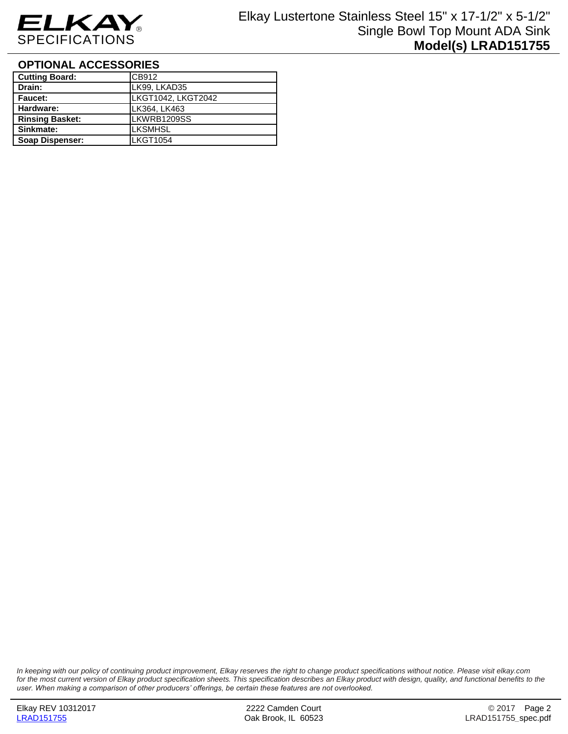## OPTIONAL ACCESSORIES

| | |
|---|---|
| **Cutting Board:** | CB912 |
| **Drain:** | LK99, LKAD35 |
| **Faucet:** | LKGT1042, LKGT2042 |
| **Hardware:** | LK364, LK463 |
| **Rinsing Basket:** | LKWRB1209SS |
| **Sinkmate:** | LKSMHSL |
| **Soap Dispenser:** | LKGT1054 |

*In keeping with our policy of continuing product improvement, Elkay reserves the right to change product specifications without notice. Please visit elkay.com for the most current version of Elkay product specification sheets. This specification describes an Elkay product with design, quality, and functional benefits to the user. When making a comparison of other producers' offerings, be certain these features are not overlooked.*